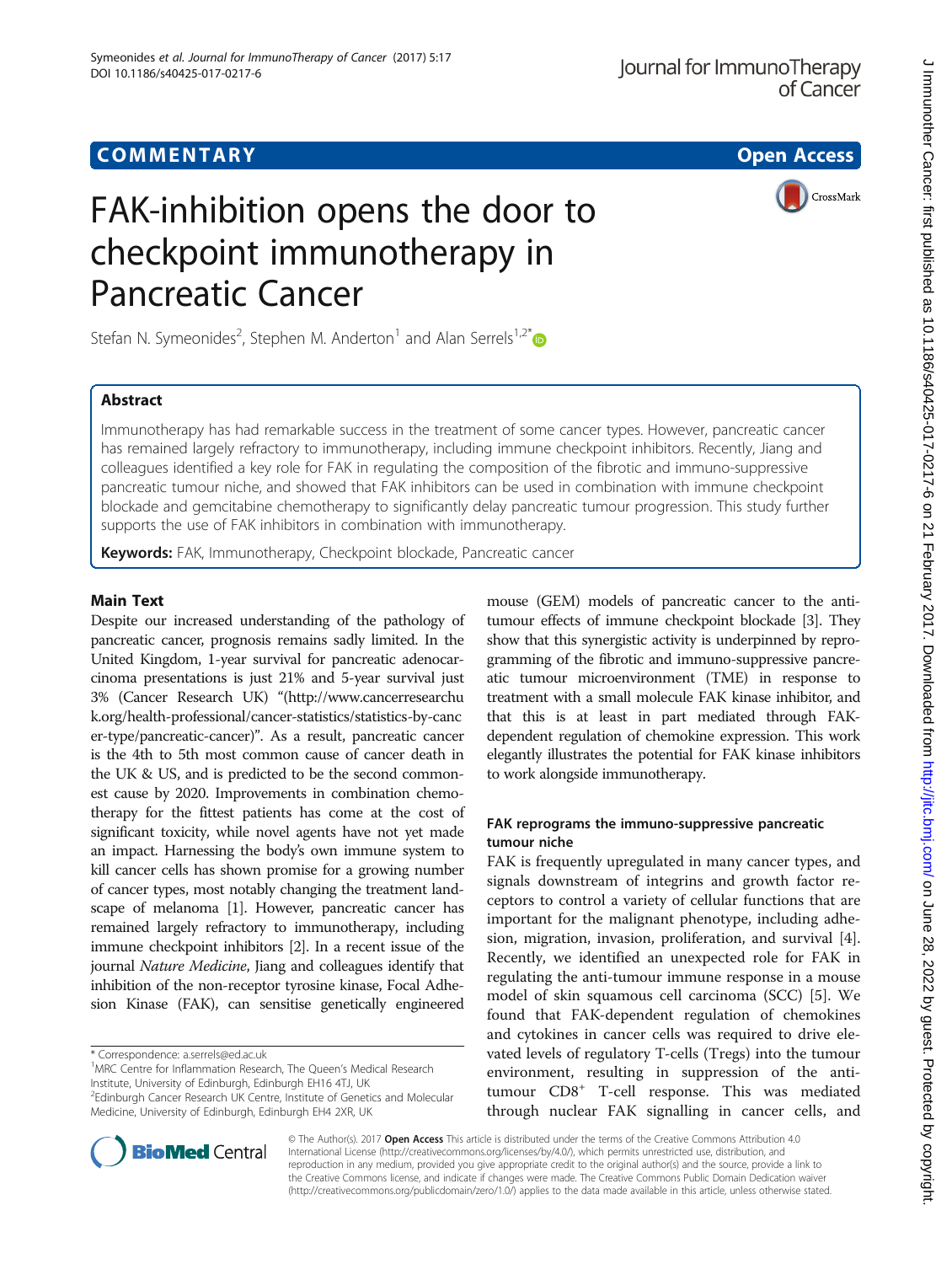# COMMENTARY

# FAK-inhibition opens the door to checkpoint immunotherapy in Pancreatic Cancer

Stefan N. Symeonides[2], Stephen M. Anderton[1] and Alan Serrels[1,2*]

## Abstract

Immunotherapy has had remarkable success in the treatment of some cancer types. However, pancreatic cancer has remained largely refractory to immunotherapy, including immune checkpoint inhibitors. Recently, Jiang and colleagues identified a key role for FAK in regulating the composition of the fibrotic and immuno-suppressive pancreatic tumour niche, and showed that FAK inhibitors can be used in combination with immune checkpoint blockade and gemcitabine chemotherapy to significantly delay pancreatic tumour progression. This study further supports the use of FAK inhibitors in combination with immunotherapy.

**Keywords:** FAK, Immunotherapy, Checkpoint blockade, Pancreatic cancer

## Main Text

Despite our increased understanding of the pathology of pancreatic cancer, prognosis remains sadly limited. In the United Kingdom, 1-year survival for pancreatic adenocarcinoma presentations is just 21% and 5-year survival just 3% (Cancer Research UK) "(http://www.cancerresearchuk.org/health-professional/cancer-statistics/statistics-by-cancer-type/pancreatic-cancer)". As a result, pancreatic cancer is the 4th to 5th most common cause of cancer death in the UK & US, and is predicted to be the second commonest cause by 2020. Improvements in combination chemotherapy for the fittest patients has come at the cost of significant toxicity, while novel agents have not yet made an impact. Harnessing the body's own immune system to kill cancer cells has shown promise for a growing number of cancer types, most notably changing the treatment landscape of melanoma [1]. However, pancreatic cancer has remained largely refractory to immunotherapy, including immune checkpoint inhibitors [2]. In a recent issue of the journal *Nature Medicine*, Jiang and colleagues identify that inhibition of the non-receptor tyrosine kinase, Focal Adhesion Kinase (FAK), can sensitise genetically engineered mouse (GEM) models of pancreatic cancer to the anti-tumour effects of immune checkpoint blockade [3]. They show that this synergistic activity is underpinned by reprogramming of the fibrotic and immuno-suppressive pancreatic tumour microenvironment (TME) in response to treatment with a small molecule FAK kinase inhibitor, and that this is at least in part mediated through FAK-dependent regulation of chemokine expression. This work elegantly illustrates the potential for FAK kinase inhibitors to work alongside immunotherapy.

### FAK reprograms the immuno-suppressive pancreatic tumour niche

FAK is frequently upregulated in many cancer types, and signals downstream of integrins and growth factor receptors to control a variety of cellular functions that are important for the malignant phenotype, including adhesion, migration, invasion, proliferation, and survival [4]. Recently, we identified an unexpected role for FAK in regulating the anti-tumour immune response in a mouse model of skin squamous cell carcinoma (SCC) [5]. We found that FAK-dependent regulation of chemokines and cytokines in cancer cells was required to drive elevated levels of regulatory T-cells (Tregs) into the tumour environment, resulting in suppression of the anti-tumour CD8[+] T-cell response. This was mediated through nuclear FAK signalling in cancer cells, and

\* Correspondence: a.serrels@ed.ac.uk

[1]MRC Centre for Inflammation Research, The Queen's Medical Research Institute, University of Edinburgh, Edinburgh EH16 4TJ, UK

[2]Edinburgh Cancer Research UK Centre, Institute of Genetics and Molecular Medicine, University of Edinburgh, Edinburgh EH4 2XR, UK

© The Author(s). 2017 **Open Access** This article is distributed under the terms of the Creative Commons Attribution 4.0 International License (http://creativecommons.org/licenses/by/4.0/), which permits unrestricted use, distribution, and reproduction in any medium, provided you give appropriate credit to the original author(s) and the source, provide a link to the Creative Commons license, and indicate if changes were made. The Creative Commons Public Domain Dedication waiver (http://creativecommons.org/publicdomain/zero/1.0/) applies to the data made available in this article, unless otherwise stated.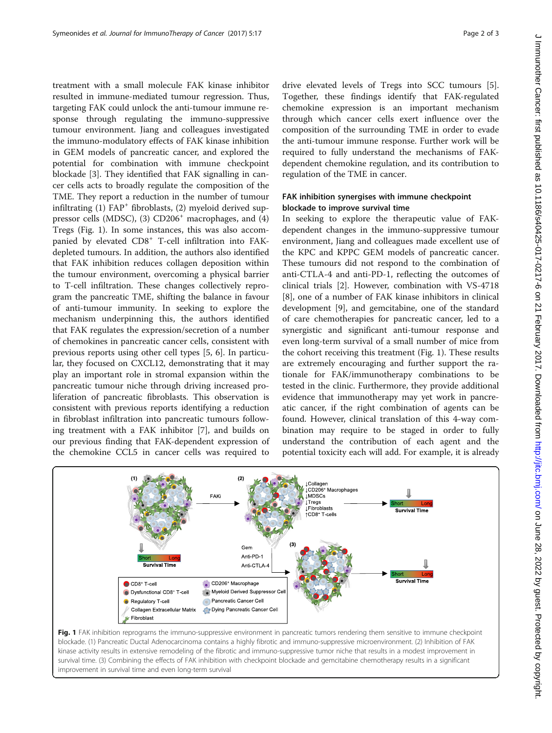treatment with a small molecule FAK kinase inhibitor resulted in immune-mediated tumour regression. Thus, targeting FAK could unlock the anti-tumour immune response through regulating the immuno-suppressive tumour environment. Jiang and colleagues investigated the immuno-modulatory effects of FAK kinase inhibition in GEM models of pancreatic cancer, and explored the potential for combination with immune checkpoint blockade [3]. They identified that FAK signalling in cancer cells acts to broadly regulate the composition of the TME. They report a reduction in the number of tumour infiltrating (1) FAP$^+$ fibroblasts, (2) myeloid derived suppressor cells (MDSC), (3) CD206$^+$ macrophages, and (4) Tregs (Fig. 1). In some instances, this was also accompanied by elevated CD8$^+$ T-cell infiltration into FAK-depleted tumours. In addition, the authors also identified that FAK inhibition reduces collagen deposition within the tumour environment, overcoming a physical barrier to T-cell infiltration. These changes collectively reprogram the pancreatic TME, shifting the balance in favour of anti-tumour immunity. In seeking to explore the mechanism underpinning this, the authors identified that FAK regulates the expression/secretion of a number of chemokines in pancreatic cancer cells, consistent with previous reports using other cell types [5, 6]. In particular, they focused on CXCL12, demonstrating that it may play an important role in stromal expansion within the pancreatic tumour niche through driving increased proliferation of pancreatic fibroblasts. This observation is consistent with previous reports identifying a reduction in fibroblast infiltration into pancreatic tumours following treatment with a FAK inhibitor [7], and builds on our previous finding that FAK-dependent expression of the chemokine CCL5 in cancer cells was required to drive elevated levels of Tregs into SCC tumours [5]. Together, these findings identify that FAK-regulated chemokine expression is an important mechanism through which cancer cells exert influence over the composition of the surrounding TME in order to evade the anti-tumour immune response. Further work will be required to fully understand the mechanisms of FAK-dependent chemokine regulation, and its contribution to regulation of the TME in cancer.

### FAK inhibition synergises with immune checkpoint blockade to improve survival time

In seeking to explore the therapeutic value of FAK-dependent changes in the immuno-suppressive tumour environment, Jiang and colleagues made excellent use of the KPC and KPPC GEM models of pancreatic cancer. These tumours did not respond to the combination of anti-CTLA-4 and anti-PD-1, reflecting the outcomes of clinical trials [2]. However, combination with VS-4718 [8], one of a number of FAK kinase inhibitors in clinical development [9], and gemcitabine, one of the standard of care chemotherapies for pancreatic cancer, led to a synergistic and significant anti-tumour response and even long-term survival of a small number of mice from the cohort receiving this treatment (Fig. 1). These results are extremely encouraging and further support the rationale for FAK/immunotherapy combinations to be tested in the clinic. Furthermore, they provide additional evidence that immunotherapy may yet work in pancreatic cancer, if the right combination of agents can be found. However, clinical translation of this 4-way combination may require to be staged in order to fully understand the contribution of each agent and the potential toxicity each will add. For example, it is already

**Fig. 1** FAK inhibition reprograms the immuno-suppressive environment in pancreatic tumors rendering them sensitive to immune checkpoint blockade. (1) Pancreatic Ductal Adenocarcinoma contains a highly fibrotic and immuno-suppressive microenvironment. (2) Inhibition of FAK kinase activity results in extensive remodeling of the fibrotic and immuno-suppressive tumor niche that results in a modest improvement in survival time. (3) Combining the effects of FAK inhibition with checkpoint blockade and gemcitabine chemotherapy results in a significant improvement in survival time and even long-term survival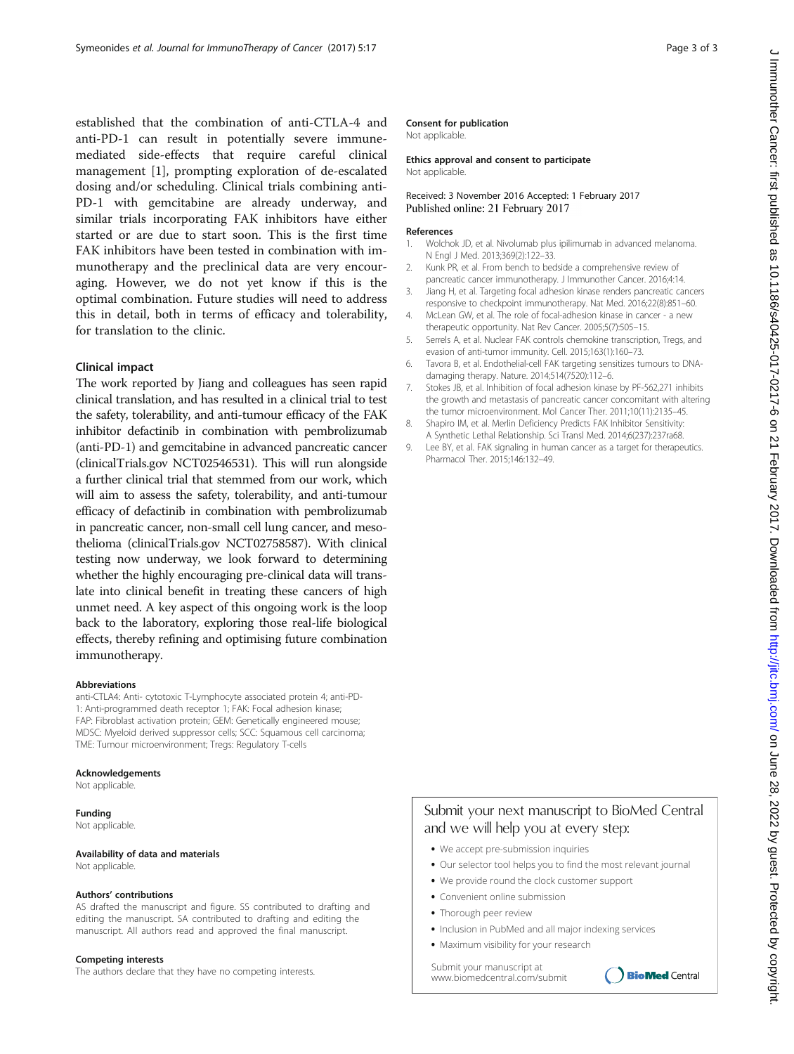established that the combination of anti-CTLA-4 and anti-PD-1 can result in potentially severe immune-mediated side-effects that require careful clinical management [1], prompting exploration of de-escalated dosing and/or scheduling. Clinical trials combining anti-PD-1 with gemcitabine are already underway, and similar trials incorporating FAK inhibitors have either started or are due to start soon. This is the first time FAK inhibitors have been tested in combination with immunotherapy and the preclinical data are very encouraging. However, we do not yet know if this is the optimal combination. Future studies will need to address this in detail, both in terms of efficacy and tolerability, for translation to the clinic.

## Clinical impact

The work reported by Jiang and colleagues has seen rapid clinical translation, and has resulted in a clinical trial to test the safety, tolerability, and anti-tumour efficacy of the FAK inhibitor defactinib in combination with pembrolizumab (anti-PD-1) and gemcitabine in advanced pancreatic cancer (clinicalTrials.gov NCT02546531). This will run alongside a further clinical trial that stemmed from our work, which will aim to assess the safety, tolerability, and anti-tumour efficacy of defactinib in combination with pembrolizumab in pancreatic cancer, non-small cell lung cancer, and mesothelioma (clinicalTrials.gov NCT02758587). With clinical testing now underway, we look forward to determining whether the highly encouraging pre-clinical data will translate into clinical benefit in treating these cancers of high unmet need. A key aspect of this ongoing work is the loop back to the laboratory, exploring those real-life biological effects, thereby refining and optimising future combination immunotherapy.

#### Abbreviations

anti-CTLA4: Anti- cytotoxic T-Lymphocyte associated protein 4; anti-PD-1: Anti-programmed death receptor 1; FAK: Focal adhesion kinase; FAP: Fibroblast activation protein; GEM: Genetically engineered mouse; MDSC: Myeloid derived suppressor cells; SCC: Squamous cell carcinoma; TME: Tumour microenvironment; Tregs: Regulatory T-cells

#### Acknowledgements

Not applicable.

#### Funding

Not applicable.

#### Availability of data and materials

Not applicable.

#### Authors' contributions

AS drafted the manuscript and figure. SS contributed to drafting and editing the manuscript. SA contributed to drafting and editing the manuscript. All authors read and approved the final manuscript.

#### Competing interests

The authors declare that they have no competing interests.

#### Consent for publication

Not applicable.

#### Ethics approval and consent to participate

Not applicable.

Received: 3 November 2016 Accepted: 1 February 2017
Published online: 21 February 2017

#### References

1. Wolchok JD, et al. Nivolumab plus ipilimumab in advanced melanoma. N Engl J Med. 2013;369(2):122–33.
2. Kunk PR, et al. From bench to bedside a comprehensive review of pancreatic cancer immunotherapy. J Immunother Cancer. 2016;4:14.
3. Jiang H, et al. Targeting focal adhesion kinase renders pancreatic cancers responsive to checkpoint immunotherapy. Nat Med. 2016;22(8):851–60.
4. McLean GW, et al. The role of focal-adhesion kinase in cancer - a new therapeutic opportunity. Nat Rev Cancer. 2005;5(7):505–15.
5. Serrels A, et al. Nuclear FAK controls chemokine transcription, Tregs, and evasion of anti-tumor immunity. Cell. 2015;163(1):160–73.
6. Tavora B, et al. Endothelial-cell FAK targeting sensitizes tumours to DNA-damaging therapy. Nature. 2014;514(7520):112–6.
7. Stokes JB, et al. Inhibition of focal adhesion kinase by PF-562,271 inhibits the growth and metastasis of pancreatic cancer concomitant with altering the tumor microenvironment. Mol Cancer Ther. 2011;10(11):2135–45.
8. Shapiro IM, et al. Merlin Deficiency Predicts FAK Inhibitor Sensitivity: A Synthetic Lethal Relationship. Sci Transl Med. 2014;6(237):237ra68.
9. Lee BY, et al. FAK signaling in human cancer as a target for therapeutics. Pharmacol Ther. 2015;146:132–49.

Submit your next manuscript to BioMed Central and we will help you at every step:

- We accept pre-submission inquiries
- Our selector tool helps you to find the most relevant journal
- We provide round the clock customer support
- Convenient online submission
- Thorough peer review
- Inclusion in PubMed and all major indexing services
- Maximum visibility for your research

Submit your manuscript at www.biomedcentral.com/submit

BioMed Central